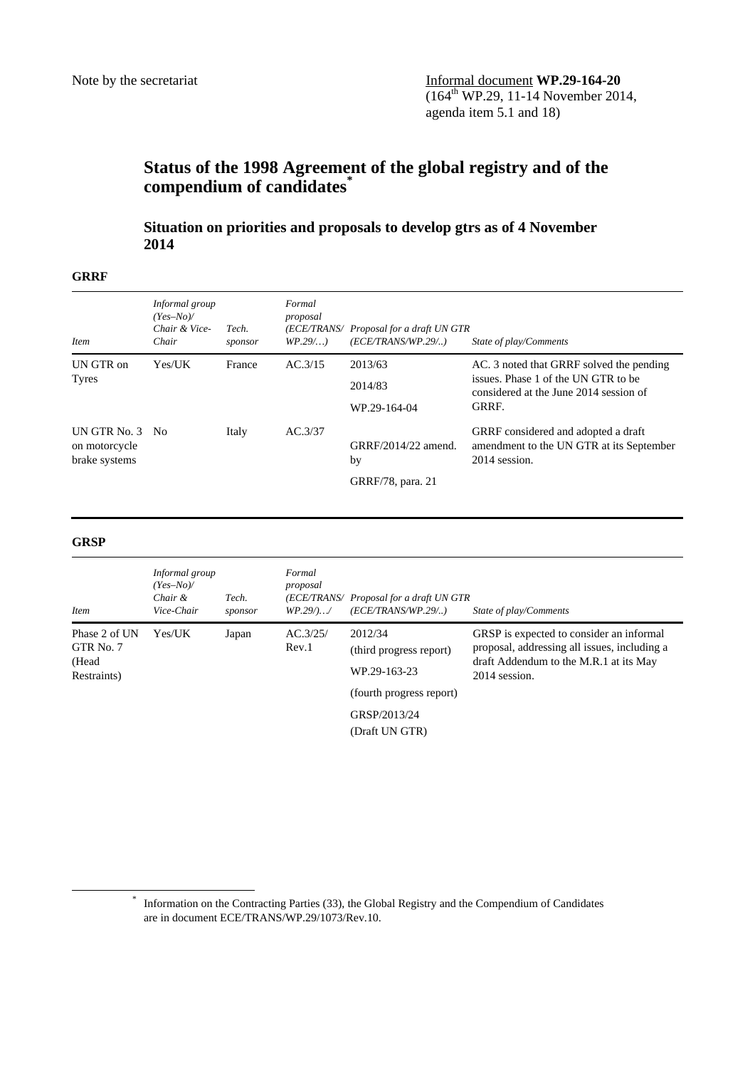Note by the secretariat

Informal document **WP.29-164-20**
(164th WP.29, 11-14 November 2014, agenda item 5.1 and 18)

# Status of the 1998 Agreement of the global registry and of the compendium of candidates*

## Situation on priorities and proposals to develop gtrs as of 4 November 2014

**GRRF**

| *Item* | *Informal group (Yes–No)/ Chair & Vice-Chair* | *Tech. sponsor* | *Formal proposal (ECE/TRANS/ WP.29/…)* | *Proposal for a draft UN GTR (ECE/TRANS/WP.29/..)* | *State of play/Comments* |
|---|---|---|---|---|---|
| UN GTR on Tyres | Yes/UK | France | AC.3/15 | 2013/63<br>2014/83<br>WP.29-164-04 | AC. 3 noted that GRRF solved the pending issues. Phase 1 of the UN GTR to be considered at the June 2014 session of GRRF. |
| UN GTR No. 3 on motorcycle brake systems | No | Italy | AC.3/37 | GRRF/2014/22 amend. by<br>GRRF/78, para. 21 | GRRF considered and adopted a draft amendment to the UN GTR at its September 2014 session. |

**GRSP**

| *Item* | *Informal group (Yes–No)/ Chair & Vice-Chair* | *Tech. sponsor* | *Formal proposal (ECE/TRANS/ WP.29/)…/* | *Proposal for a draft UN GTR (ECE/TRANS/WP.29/..)* | *State of play/Comments* |
|---|---|---|---|---|---|
| Phase 2 of UN GTR No. 7 (Head Restraints) | Yes/UK | Japan | AC.3/25/ Rev.1 | 2012/34<br>(third progress report)<br>WP.29-163-23<br>(fourth progress report)<br>GRSP/2013/24<br>(Draft UN GTR) | GRSP is expected to consider an informal proposal, addressing all issues, including a draft Addendum to the M.R.1 at its May 2014 session. |

\* Information on the Contracting Parties (33), the Global Registry and the Compendium of Candidates are in document ECE/TRANS/WP.29/1073/Rev.10.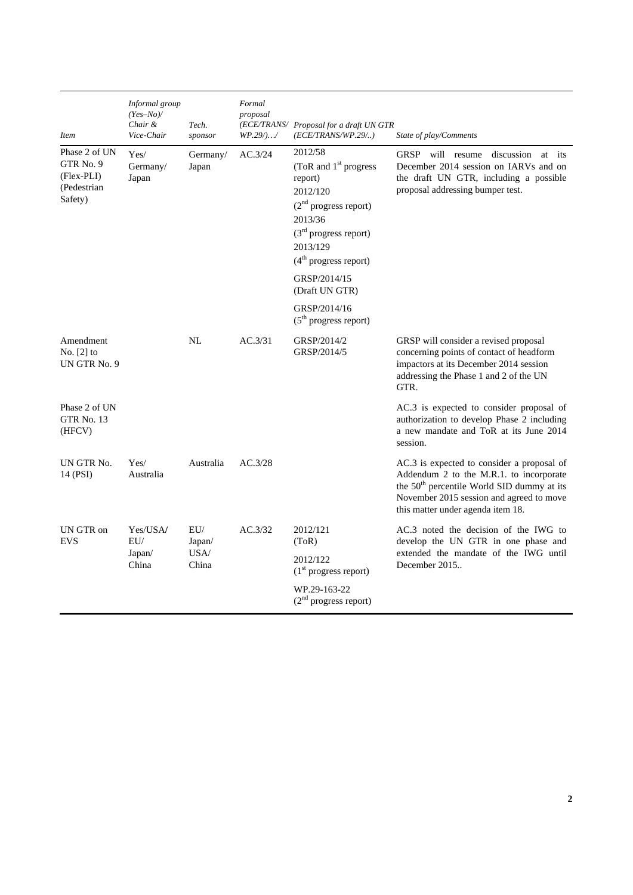| *Item* | *Informal group (Yes–No)/ Chair & Vice-Chair* | *Tech. sponsor* | *Formal proposal (ECE/TRANS/ WP.29/).../* | *Proposal for a draft UN GTR (ECE/TRANS/WP.29/..)* | *State of play/Comments* |
|---|---|---|---|---|---|
| Phase 2 of UN GTR No. 9 (Flex-PLI) (Pedestrian Safety) | Yes/ Germany/ Japan | Germany/ Japan | AC.3/24 | 2012/58 (ToR and 1st progress report) 2012/120 (2nd progress report) 2013/36 (3rd progress report) 2013/129 (4th progress report) GRSP/2014/15 (Draft UN GTR) GRSP/2014/16 (5th progress report) | GRSP will resume discussion at its December 2014 session on IARVs and on the draft UN GTR, including a possible proposal addressing bumper test. |
| Amendment No. [2] to UN GTR No. 9 | | NL | AC.3/31 | GRSP/2014/2 GRSP/2014/5 | GRSP will consider a revised proposal concerning points of contact of headform impactors at its December 2014 session addressing the Phase 1 and 2 of the UN GTR. |
| Phase 2 of UN GTR No. 13 (HFCV) | | | | | AC.3 is expected to consider proposal of authorization to develop Phase 2 including a new mandate and ToR at its June 2014 session. |
| UN GTR No. 14 (PSI) | Yes/ Australia | Australia | AC.3/28 | | AC.3 is expected to consider a proposal of Addendum 2 to the M.R.1. to incorporate the 50th percentile World SID dummy at its November 2015 session and agreed to move this matter under agenda item 18. |
| UN GTR on EVS | Yes/USA/ EU/ Japan/ China | EU/ Japan/ USA/ China | AC.3/32 | 2012/121 (ToR) 2012/122 (1st progress report) WP.29-163-22 (2nd progress report) | AC.3 noted the decision of the IWG to develop the UN GTR in one phase and extended the mandate of the IWG until December 2015.. |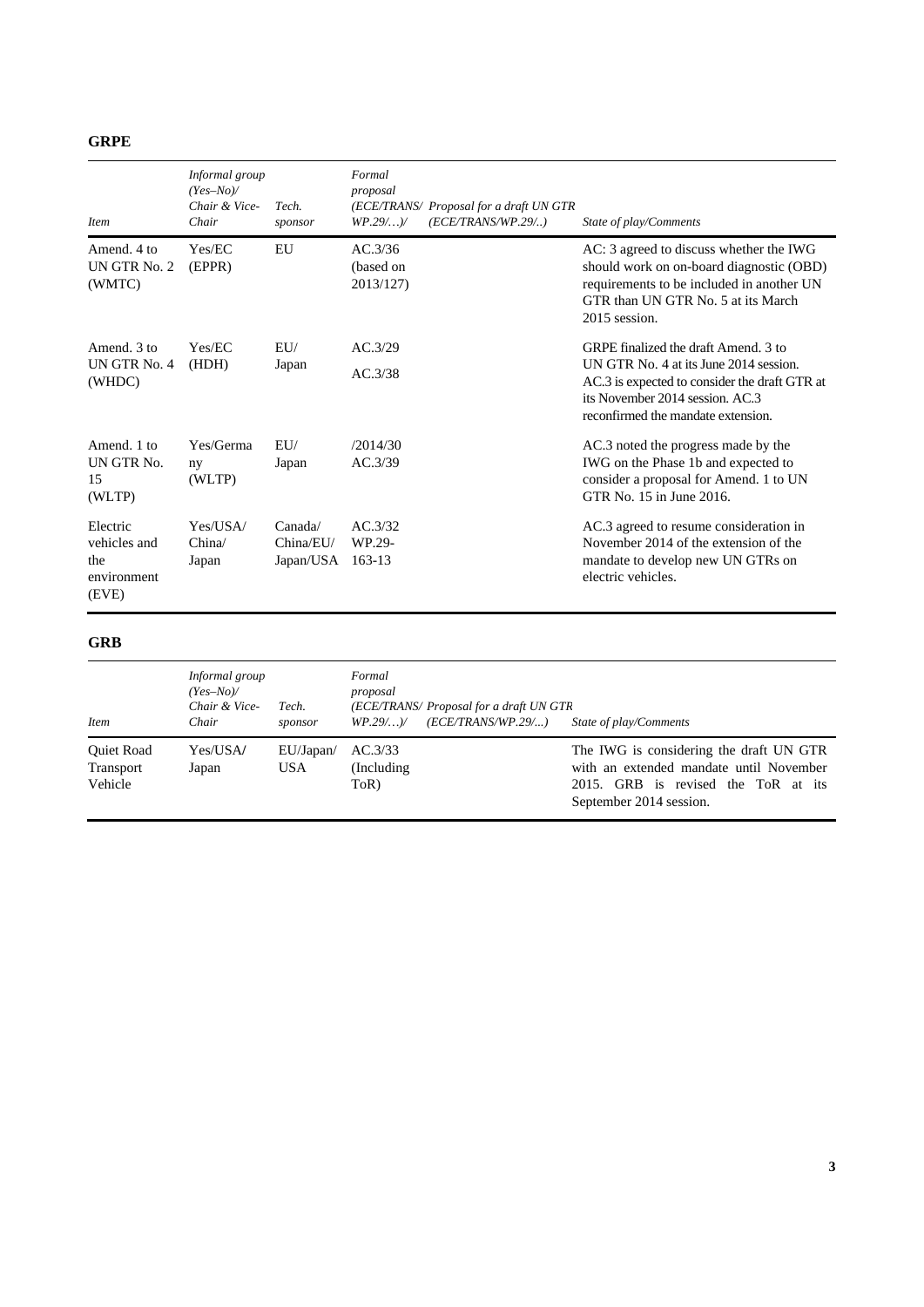**GRPE**

| *Item* | *Informal group (Yes–No)/ Chair & Vice-Chair* | *Tech. sponsor* | *Formal proposal (ECE/TRANS/ WP.29/…)/* | *Proposal for a draft UN GTR (ECE/TRANS/WP.29/..)* | *State of play/Comments* |
|---|---|---|---|---|---|
| Amend. 4 to UN GTR No. 2 (WMTC) | Yes/EC (EPPR) | EU | AC.3/36 (based on 2013/127) | | AC: 3 agreed to discuss whether the IWG should work on on-board diagnostic (OBD) requirements to be included in another UN GTR than UN GTR No. 5 at its March 2015 session. |
| Amend. 3 to UN GTR No. 4 (WHDC) | Yes/EC (HDH) | EU/ Japan | AC.3/29<br>AC.3/38 | | GRPE finalized the draft Amend. 3 to UN GTR No. 4 at its June 2014 session. AC.3 is expected to consider the draft GTR at its November 2014 session. AC.3 reconfirmed the mandate extension. |
| Amend. 1 to UN GTR No. 15 (WLTP) | Yes/Germany (WLTP) | EU/ Japan | /2014/30<br>AC.3/39 | | AC.3 noted the progress made by the IWG on the Phase 1b and expected to consider a proposal for Amend. 1 to UN GTR No. 15 in June 2016. |
| Electric vehicles and the environment (EVE) | Yes/USA/ China/ Japan | Canada/ China/EU/ Japan/USA | AC.3/32<br>WP.29-163-13 | | AC.3 agreed to resume consideration in November 2014 of the extension of the mandate to develop new UN GTRs on electric vehicles. |

**GRB**

| *Item* | *Informal group (Yes–No)/ Chair & Vice-Chair* | *Tech. sponsor* | *Formal proposal (ECE/TRANS/ WP.29/…)/* | *Proposal for a draft UN GTR (ECE/TRANS/WP.29/...)* | *State of play/Comments* |
|---|---|---|---|---|---|
| Quiet Road Transport Vehicle | Yes/USA/ Japan | EU/Japan/ USA | AC.3/33 (Including ToR) | | The IWG is considering the draft UN GTR with an extended mandate until November 2015. GRB is revised the ToR at its September 2014 session. |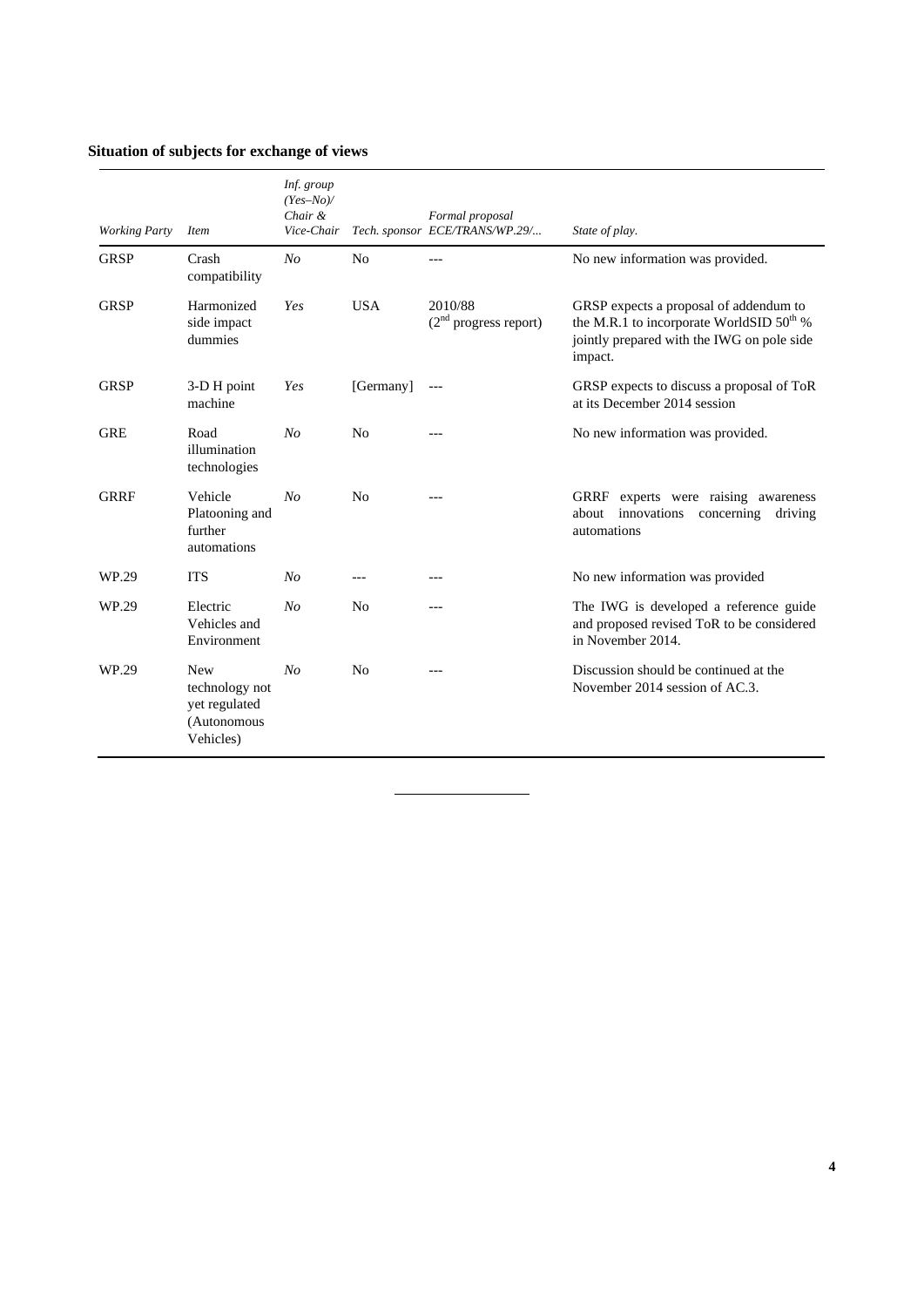**Situation of subjects for exchange of views**

| *Working Party* | *Item* | *Inf. group (Yes–No)/ Chair & Vice-Chair* | *Tech. sponsor* | *Formal proposal ECE/TRANS/WP.29/...* | *State of play.* |
|---|---|---|---|---|---|
| GRSP | Crash compatibility | *No* | No | --- | No new information was provided. |
| GRSP | Harmonized side impact dummies | *Yes* | USA | 2010/88 (2nd progress report) | GRSP expects a proposal of addendum to the M.R.1 to incorporate WorldSID 50th % jointly prepared with the IWG on pole side impact. |
| GRSP | 3-D H point machine | *Yes* | [Germany] | --- | GRSP expects to discuss a proposal of ToR at its December 2014 session |
| GRE | Road illumination technologies | *No* | No | --- | No new information was provided. |
| GRRF | Vehicle Platooning and further automations | *No* | No | --- | GRRF experts were raising awareness about innovations concerning driving automations |
| WP.29 | ITS | *No* | --- | --- | No new information was provided |
| WP.29 | Electric Vehicles and Environment | *No* | No | --- | The IWG is developed a reference guide and proposed revised ToR to be considered in November 2014. |
| WP.29 | New technology not yet regulated (Autonomous Vehicles) | *No* | No | --- | Discussion should be continued at the November 2014 session of AC.3. |